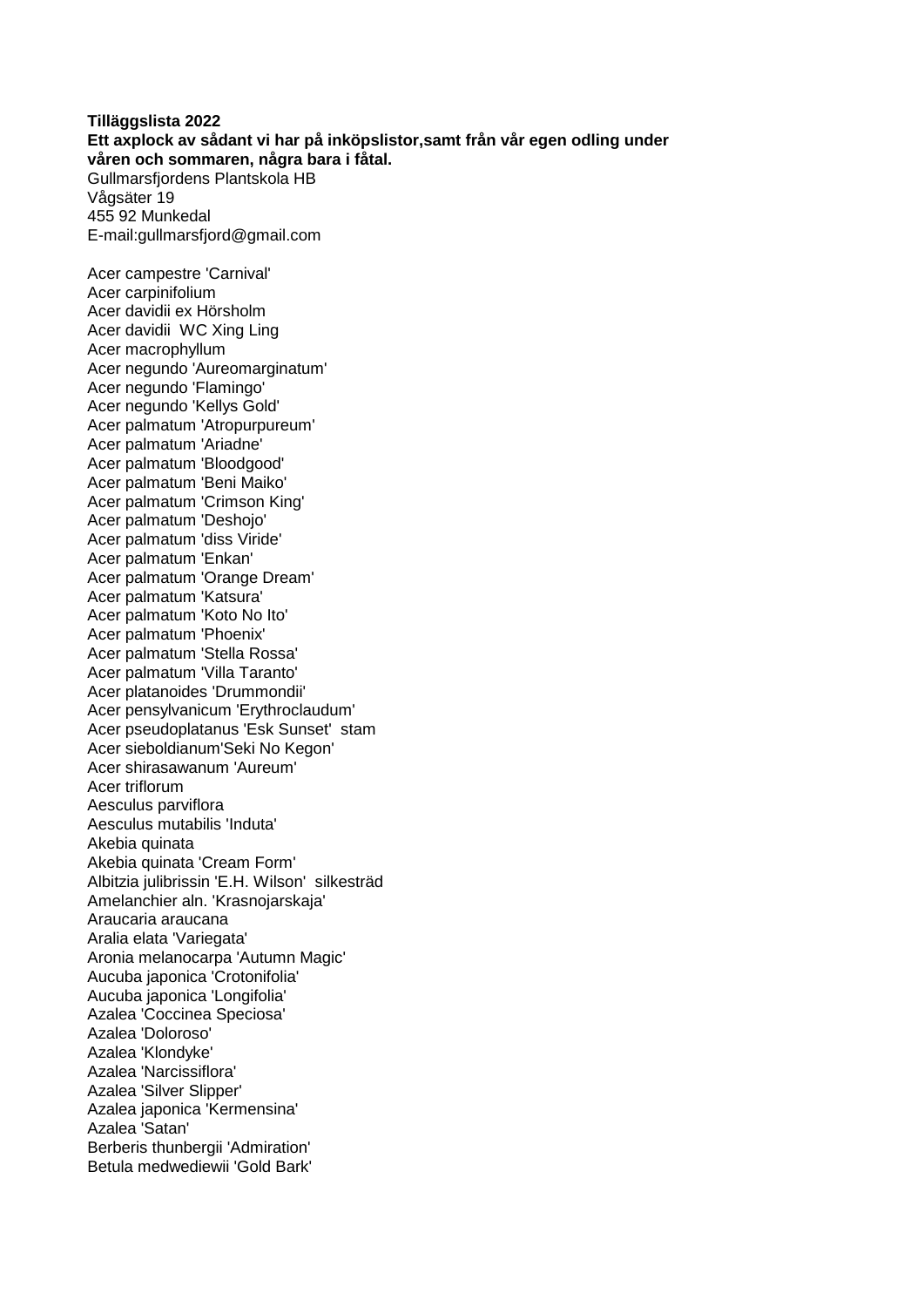**Tilläggslista 2022**
**Ett axplock av sådant vi har på inköpslistor,samt från vår egen odling under våren och sommaren, några bara i fåtal.**

Gullmarsfjordens Plantskola HB
Vågsäter 19
455 92 Munkedal
E-mail:gullmarsfjord@gmail.com

Acer campestre 'Carnival'
Acer carpinifolium
Acer davidii ex Hörsholm
Acer davidii WC Xing Ling
Acer macrophyllum
Acer negundo 'Aureomarginatum'
Acer negundo 'Flamingo'
Acer negundo 'Kellys Gold'
Acer palmatum 'Atropurpureum'
Acer palmatum 'Ariadne'
Acer palmatum 'Bloodgood'
Acer palmatum 'Beni Maiko'
Acer palmatum 'Crimson King'
Acer palmatum 'Deshojo'
Acer palmatum 'diss Viride'
Acer palmatum 'Enkan'
Acer palmatum 'Orange Dream'
Acer palmatum 'Katsura'
Acer palmatum 'Koto No Ito'
Acer palmatum 'Phoenix'
Acer palmatum 'Stella Rossa'
Acer palmatum 'Villa Taranto'
Acer platanoides 'Drummondii'
Acer pensylvanicum 'Erythroclaudum'
Acer pseudoplatanus 'Esk Sunset' stam
Acer sieboldianum'Seki No Kegon'
Acer shirasawanum 'Aureum'
Acer triflorum
Aesculus parviflora
Aesculus mutabilis 'Induta'
Akebia quinata
Akebia quinata 'Cream Form'
Albitzia julibrissin 'E.H. Wilson' silketräd
Amelanchier aln. 'Krasnojarskaja'
Araucaria araucana
Aralia elata 'Variegata'
Aronia melanocarpa 'Autumn Magic'
Aucuba japonica 'Crotonifolia'
Aucuba japonica 'Longifolia'
Azalea 'Coccinea Speciosa'
Azalea 'Doloroso'
Azalea 'Klondyke'
Azalea 'Narcissiflora'
Azalea 'Silver Slipper'
Azalea japonica 'Kermensina'
Azalea 'Satan'
Berberis thunbergii 'Admiration'
Betula medwediewii 'Gold Bark'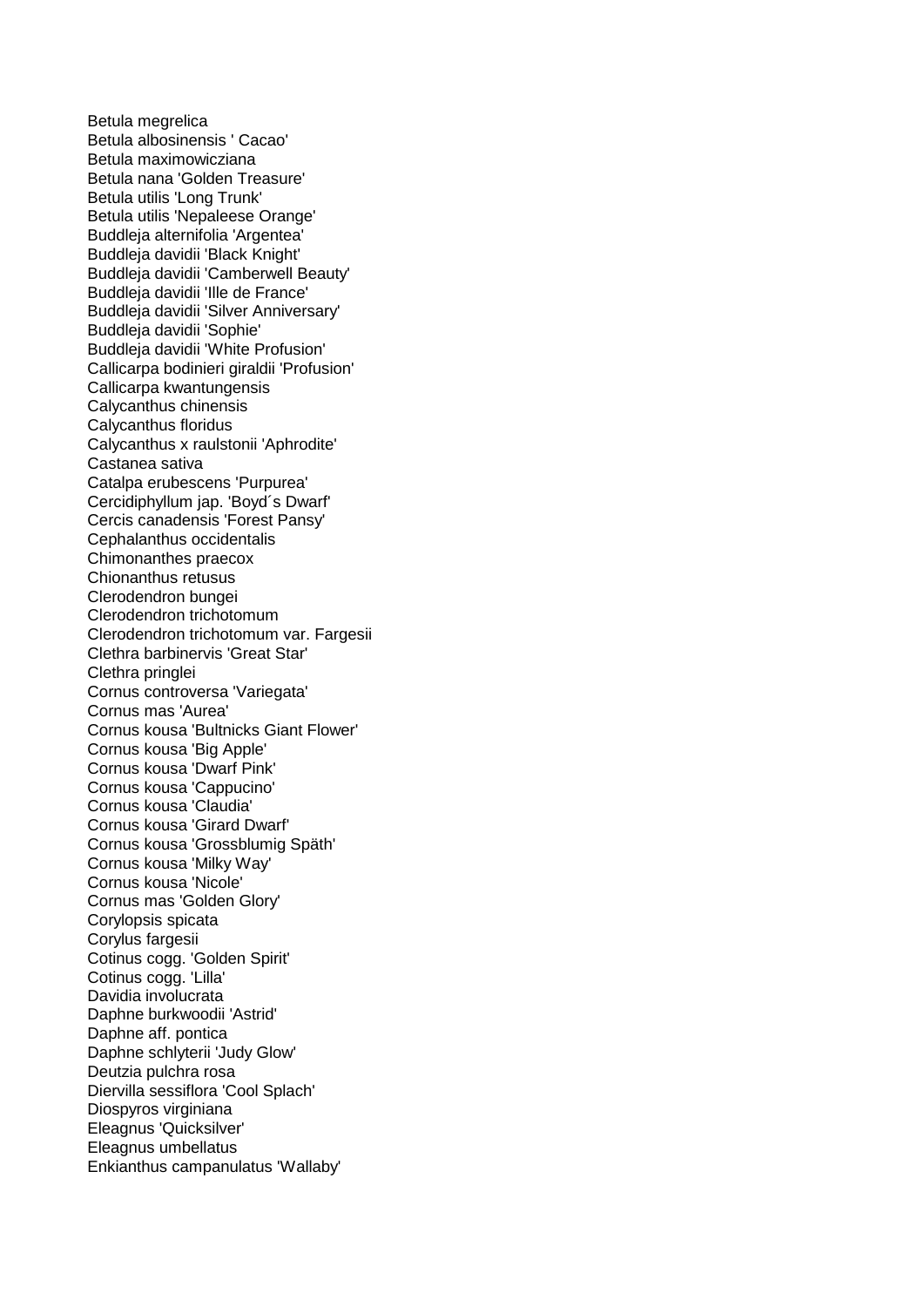Betula megrelica
Betula albosinensis ' Cacao'
Betula maximowicziana
Betula nana 'Golden Treasure'
Betula utilis 'Long Trunk'
Betula utilis 'Nepaleese Orange'
Buddleja alternifolia 'Argentea'
Buddleja davidii 'Black Knight'
Buddleja davidii 'Camberwell Beauty'
Buddleja davidii 'Ille de France'
Buddleja davidii 'Silver Anniversary'
Buddleja davidii 'Sophie'
Buddleja davidii 'White Profusion'
Callicarpa bodinieri giraldii 'Profusion'
Callicarpa kwantungensis
Calycanthus chinensis
Calycanthus floridus
Calycanthus x raulstonii 'Aphrodite'
Castanea sativa
Catalpa erubescens 'Purpurea'
Cercidiphyllum jap. 'Boyd´s Dwarf'
Cercis canadensis 'Forest Pansy'
Cephalanthus occidentalis
Chimonanthes praecox
Chionanthus retusus
Clerodendron bungei
Clerodendron trichotomum
Clerodendron trichotomum var. Fargesii
Clethra barbinervis 'Great Star'
Clethra pringlei
Cornus controversa 'Variegata'
Cornus mas 'Aurea'
Cornus kousa 'Bultnicks Giant Flower'
Cornus kousa 'Big Apple'
Cornus kousa 'Dwarf Pink'
Cornus kousa 'Cappucino'
Cornus kousa 'Claudia'
Cornus kousa 'Girard Dwarf'
Cornus kousa 'Grossblumig Späth'
Cornus kousa 'Milky Way'
Cornus kousa 'Nicole'
Cornus mas 'Golden Glory'
Corylopsis spicata
Corylus fargesii
Cotinus cogg. 'Golden Spirit'
Cotinus cogg. 'Lilla'
Davidia involucrata
Daphne burkwoodii 'Astrid'
Daphne aff. pontica
Daphne schlyterii 'Judy Glow'
Deutzia pulchra rosa
Diervilla sessiflora 'Cool Splach'
Diospyros virginiana
Eleagnus 'Quicksilver'
Eleagnus umbellatus
Enkianthus campanulatus 'Wallaby'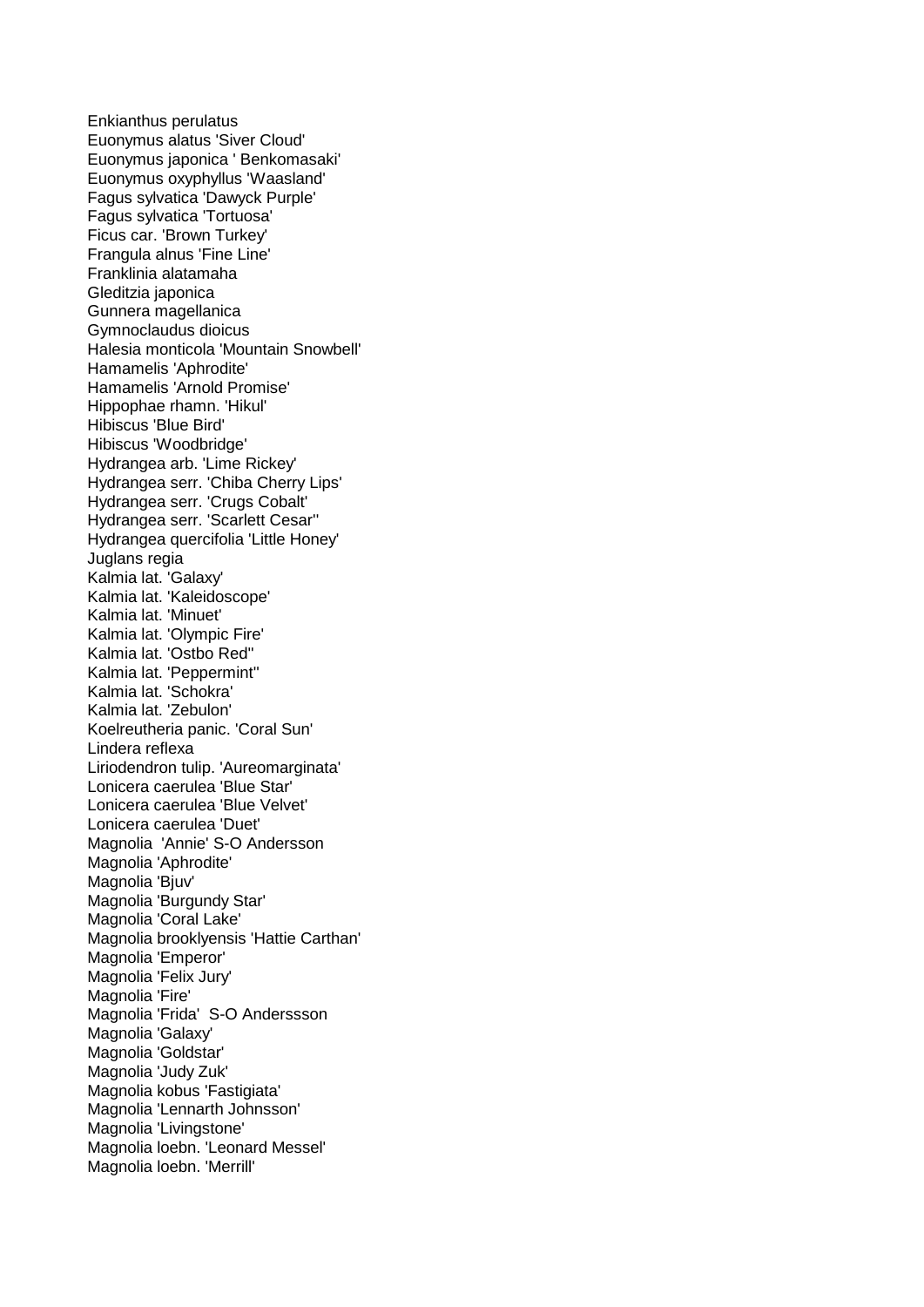Enkianthus perulatus
Euonymus alatus 'Siver Cloud'
Euonymus japonica ' Benkomasaki'
Euonymus oxyphyllus 'Waasland'
Fagus sylvatica 'Dawyck Purple'
Fagus sylvatica 'Tortuosa'
Ficus car. 'Brown Turkey'
Frangula alnus 'Fine Line'
Franklinia alatamaha
Gleditzia japonica
Gunnera magellanica
Gymnoclaudus dioicus
Halesia monticola 'Mountain Snowbell'
Hamamelis 'Aphrodite'
Hamamelis 'Arnold Promise'
Hippophae rhamn. 'Hikul'
Hibiscus 'Blue Bird'
Hibiscus 'Woodbridge'
Hydrangea arb. 'Lime Rickey'
Hydrangea serr. 'Chiba Cherry Lips'
Hydrangea serr. 'Crugs Cobalt'
Hydrangea serr. 'Scarlett Cesar''
Hydrangea quercifolia 'Little Honey'
Juglans regia
Kalmia lat. 'Galaxy'
Kalmia lat. 'Kaleidoscope'
Kalmia lat. 'Minuet'
Kalmia lat. 'Olympic Fire'
Kalmia lat. 'Ostbo Red''
Kalmia lat. 'Peppermint''
Kalmia lat. 'Schokra'
Kalmia lat. 'Zebulon'
Koelreutheria panic. 'Coral Sun'
Lindera reflexa
Liriodendron tulip. 'Aureomarginata'
Lonicera caerulea 'Blue Star'
Lonicera caerulea 'Blue Velvet'
Lonicera caerulea 'Duet'
Magnolia 'Annie' S-O Andersson
Magnolia 'Aphrodite'
Magnolia 'Bjuv'
Magnolia 'Burgundy Star'
Magnolia 'Coral Lake'
Magnolia brooklyensis 'Hattie Carthan'
Magnolia 'Emperor'
Magnolia 'Felix Jury'
Magnolia 'Fire'
Magnolia 'Frida' S-O Anderssson
Magnolia 'Galaxy'
Magnolia 'Goldstar'
Magnolia 'Judy Zuk'
Magnolia kobus 'Fastigiata'
Magnolia 'Lennarth Johnsson'
Magnolia 'Livingstone'
Magnolia loebn. 'Leonard Messel'
Magnolia loebn. 'Merrill'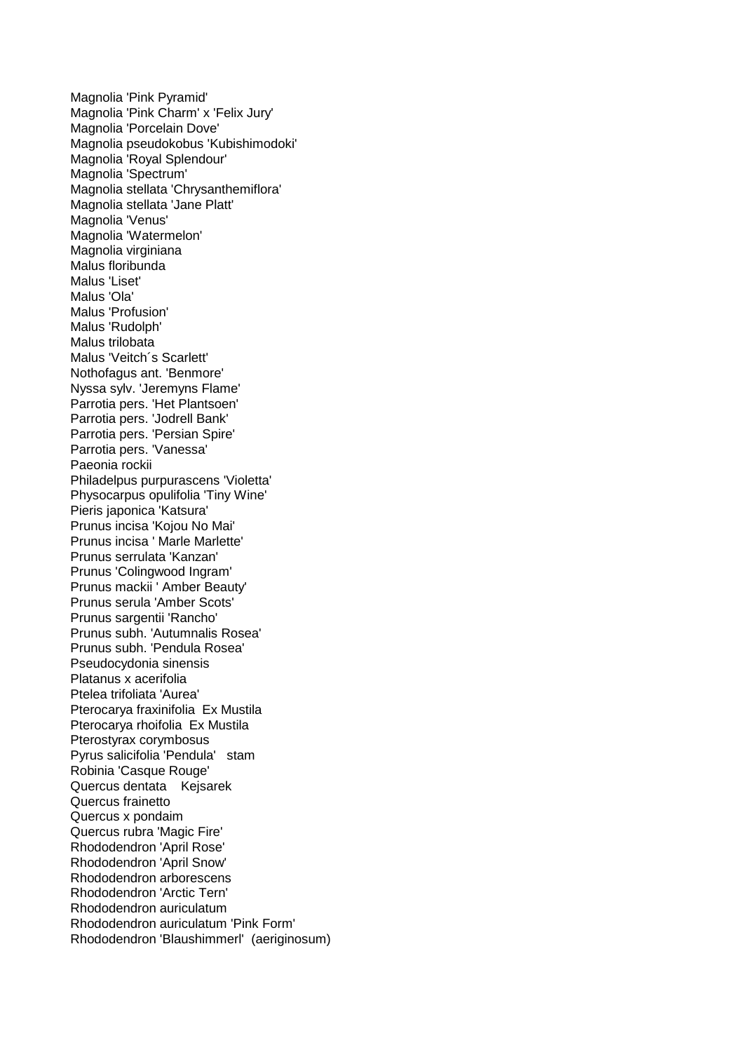Magnolia 'Pink Pyramid'
Magnolia 'Pink Charm' x 'Felix Jury'
Magnolia 'Porcelain Dove'
Magnolia pseudokobus 'Kubishimodoki'
Magnolia 'Royal Splendour'
Magnolia 'Spectrum'
Magnolia stellata 'Chrysanthemiflora'
Magnolia stellata 'Jane Platt'
Magnolia 'Venus'
Magnolia 'Watermelon'
Magnolia virginiana
Malus floribunda
Malus 'Liset'
Malus 'Ola'
Malus 'Profusion'
Malus 'Rudolph'
Malus trilobata
Malus 'Veitch´s Scarlett'
Nothofagus ant. 'Benmore'
Nyssa sylv. 'Jeremyns Flame'
Parrotia pers. 'Het Plantsoen'
Parrotia pers. 'Jodrell Bank'
Parrotia pers. 'Persian Spire'
Parrotia pers. 'Vanessa'
Paeonia rockii
Philadelpus purpurascens 'Violetta'
Physocarpus opulifolia 'Tiny Wine'
Pieris japonica 'Katsura'
Prunus incisa 'Kojou No Mai'
Prunus incisa ' Marle Marlette'
Prunus serrulata 'Kanzan'
Prunus 'Colingwood Ingram'
Prunus mackii ' Amber Beauty'
Prunus serula 'Amber Scots'
Prunus sargentii 'Rancho'
Prunus subh. 'Autumnalis Rosea'
Prunus subh. 'Pendula Rosea'
Pseudocydonia sinensis
Platanus x acerifolia
Ptelea trifoliata 'Aurea'
Pterocarya fraxinifolia Ex Mustila
Pterocarya rhoifolia Ex Mustila
Pterostyrax corymbosus
Pyrus salicifolia 'Pendula' stam
Robinia 'Casque Rouge'
Quercus dentata Kejsarek
Quercus frainetto
Quercus x pondaim
Quercus rubra 'Magic Fire'
Rhododendron 'April Rose'
Rhododendron 'April Snow'
Rhododendron arborescens
Rhododendron 'Arctic Tern'
Rhododendron auriculatum
Rhododendron auriculatum 'Pink Form'
Rhododendron 'Blaushimmerl' (aeriginosum)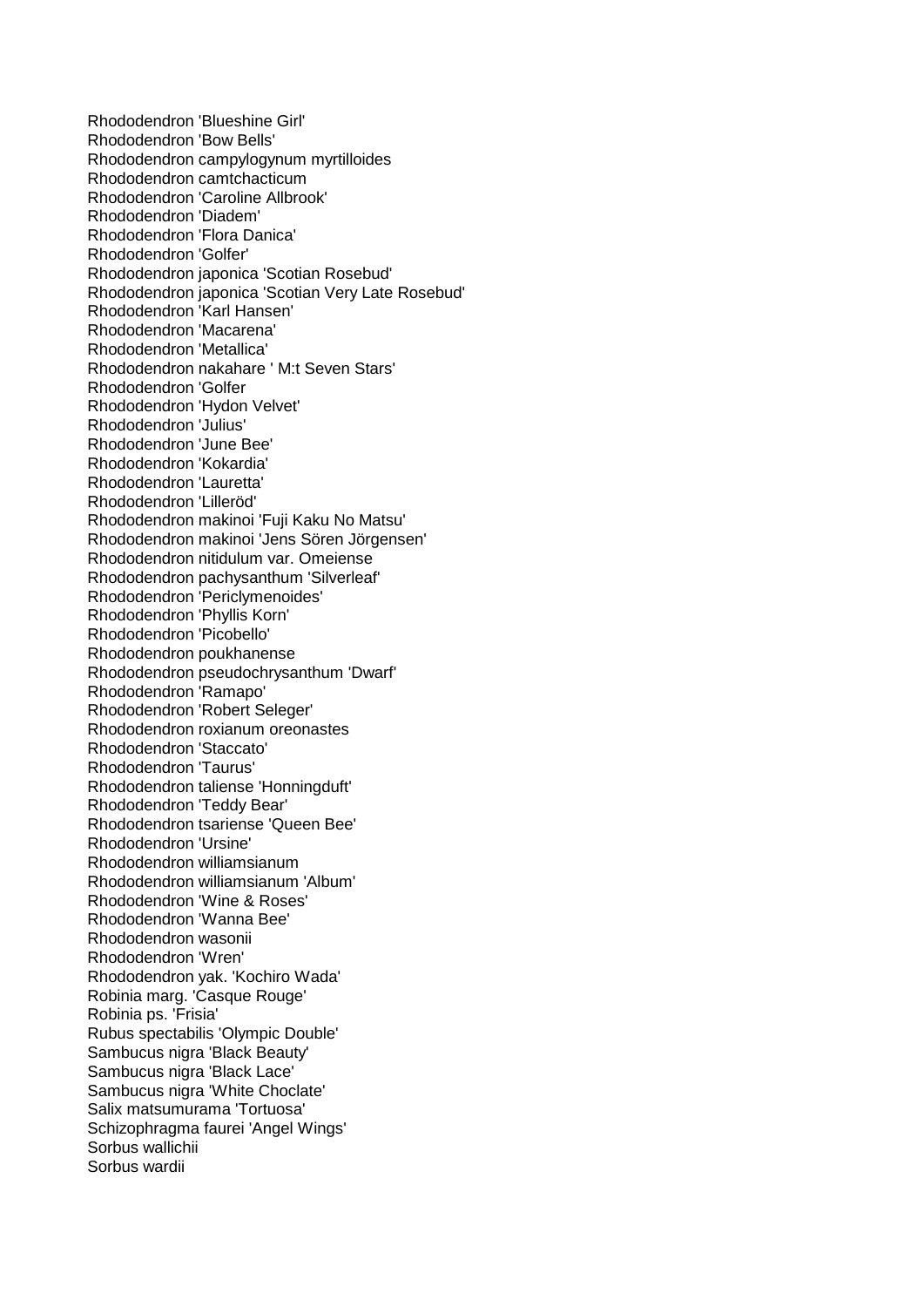Rhododendron 'Blueshine Girl'
Rhododendron 'Bow Bells'
Rhododendron campylogynum myrtilloides
Rhododendron camtchacticum
Rhododendron 'Caroline Allbrook'
Rhododendron 'Diadem'
Rhododendron 'Flora Danica'
Rhododendron 'Golfer'
Rhododendron japonica 'Scotian Rosebud'
Rhododendron japonica 'Scotian Very Late Rosebud'
Rhododendron 'Karl Hansen'
Rhododendron 'Macarena'
Rhododendron 'Metallica'
Rhododendron nakahare ' M:t Seven Stars'
Rhododendron 'Golfer
Rhododendron 'Hydon Velvet'
Rhododendron 'Julius'
Rhododendron 'June Bee'
Rhododendron 'Kokardia'
Rhododendron 'Lauretta'
Rhododendron 'Lilleröd'
Rhododendron makinoi 'Fuji Kaku No Matsu'
Rhododendron makinoi 'Jens Sören Jörgensen'
Rhododendron nitidulum var. Omeiense
Rhododendron pachysanthum 'Silverleaf'
Rhododendron 'Periclymenoides'
Rhododendron 'Phyllis Korn'
Rhododendron 'Picobello'
Rhododendron poukhanense
Rhododendron pseudochrysanthum 'Dwarf'
Rhododendron 'Ramapo'
Rhododendron 'Robert Seleger'
Rhododendron roxianum oreonastes
Rhododendron 'Staccato'
Rhododendron 'Taurus'
Rhododendron taliense 'Honningduft'
Rhododendron 'Teddy Bear'
Rhododendron tsariense 'Queen Bee'
Rhododendron 'Ursine'
Rhododendron williamsianum
Rhododendron williamsianum 'Album'
Rhododendron 'Wine & Roses'
Rhododendron 'Wanna Bee'
Rhododendron wasonii
Rhododendron 'Wren'
Rhododendron yak. 'Kochiro Wada'
Robinia marg. 'Casque Rouge'
Robinia ps. 'Frisia'
Rubus spectabilis 'Olympic Double'
Sambucus nigra 'Black Beauty'
Sambucus nigra 'Black Lace'
Sambucus nigra 'White Choclate'
Salix matsumurama 'Tortuosa'
Schizophragma faurei 'Angel Wings'
Sorbus wallichii
Sorbus wardii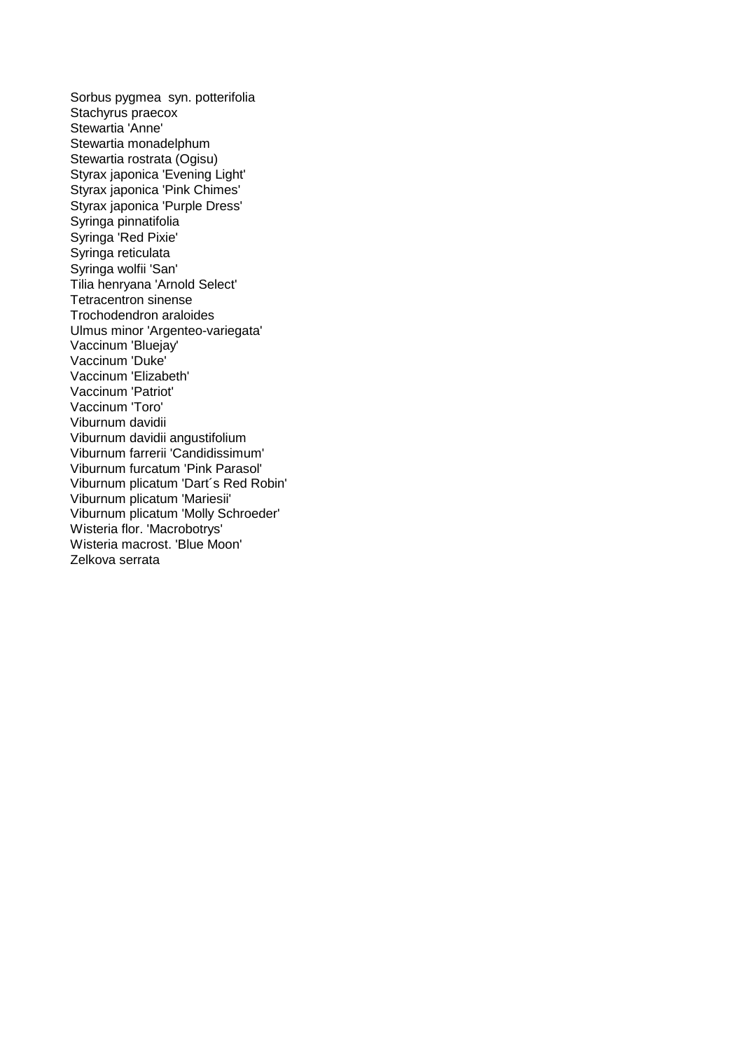Sorbus pygmea  syn. potterifolia
Stachyrus praecox
Stewartia 'Anne'
Stewartia monadelphum
Stewartia rostrata (Ogisu)
Styrax japonica 'Evening Light'
Styrax japonica 'Pink Chimes'
Styrax japonica 'Purple Dress'
Syringa pinnatifolia
Syringa 'Red Pixie'
Syringa reticulata
Syringa wolfii 'San'
Tilia henryana 'Arnold Select'
Tetracentron sinense
Trochodendron araloides
Ulmus minor 'Argenteo-variegata'
Vaccinum 'Bluejay'
Vaccinum 'Duke'
Vaccinum 'Elizabeth'
Vaccinum 'Patriot'
Vaccinum 'Toro'
Viburnum davidii
Viburnum davidii angustifolium
Viburnum farrerii 'Candidissimum'
Viburnum furcatum 'Pink Parasol'
Viburnum plicatum 'Dart´s Red Robin'
Viburnum plicatum 'Mariesii'
Viburnum plicatum 'Molly Schroeder'
Wisteria flor. 'Macrobotrys'
Wisteria macrost. 'Blue Moon'
Zelkova serrata